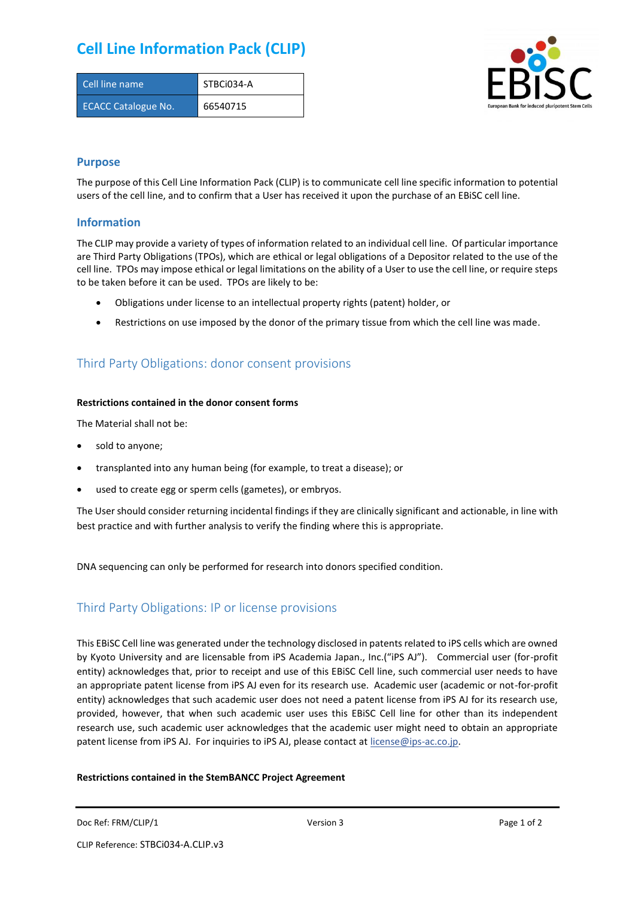# Cell Line Information Pack (CLIP)

| Cell line name | STBCi034-A |
|---|---|
| ECACC Catalogue No. | 66540715 |

## Purpose

The purpose of this Cell Line Information Pack (CLIP) is to communicate cell line specific information to potential users of the cell line, and to confirm that a User has received it upon the purchase of an EBiSC cell line.

## Information

The CLIP may provide a variety of types of information related to an individual cell line. Of particular importance are Third Party Obligations (TPOs), which are ethical or legal obligations of a Depositor related to the use of the cell line. TPOs may impose ethical or legal limitations on the ability of a User to use the cell line, or require steps to be taken before it can be used. TPOs are likely to be:

- Obligations under license to an intellectual property rights (patent) holder, or
- Restrictions on use imposed by the donor of the primary tissue from which the cell line was made.

## Third Party Obligations: donor consent provisions

**Restrictions contained in the donor consent forms**

The Material shall not be:

- sold to anyone;
- transplanted into any human being (for example, to treat a disease); or
- used to create egg or sperm cells (gametes), or embryos.

The User should consider returning incidental findings if they are clinically significant and actionable, in line with best practice and with further analysis to verify the finding where this is appropriate.

DNA sequencing can only be performed for research into donors specified condition.

## Third Party Obligations: IP or license provisions

This EBiSC Cell line was generated under the technology disclosed in patents related to iPS cells which are owned by Kyoto University and are licensable from iPS Academia Japan., Inc.("iPS AJ"). Commercial user (for-profit entity) acknowledges that, prior to receipt and use of this EBiSC Cell line, such commercial user needs to have an appropriate patent license from iPS AJ even for its research use. Academic user (academic or not-for-profit entity) acknowledges that such academic user does not need a patent license from iPS AJ for its research use, provided, however, that when such academic user uses this EBiSC Cell line for other than its independent research use, such academic user acknowledges that the academic user might need to obtain an appropriate patent license from iPS AJ. For inquiries to iPS AJ, please contact at license@ips-ac.co.jp.

**Restrictions contained in the StemBANCC Project Agreement**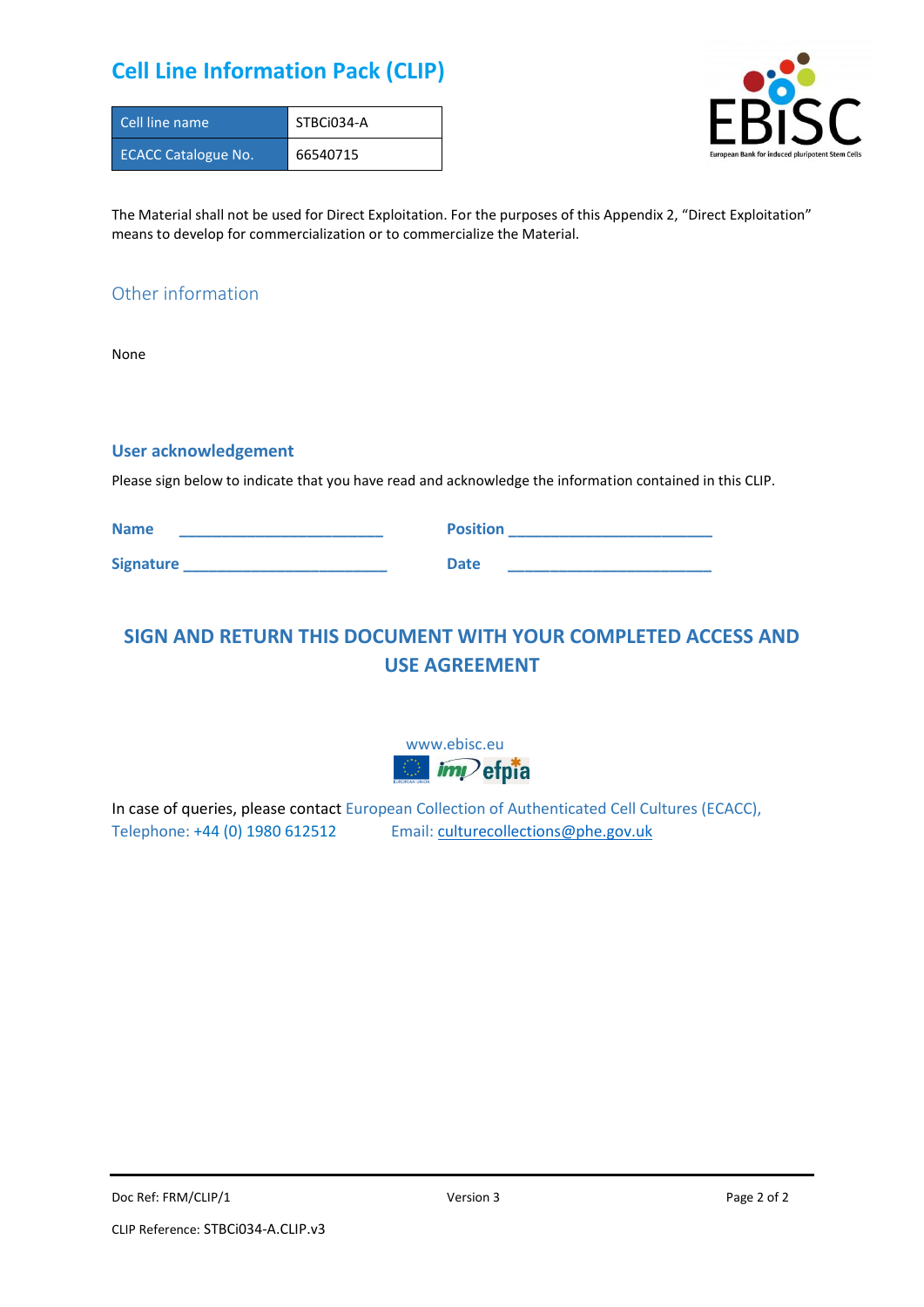# Cell Line Information Pack (CLIP)

| | |
|---|---|
| Cell line name | STBCi034-A |
| ECACC Catalogue No. | 66540715 |

The Material shall not be used for Direct Exploitation. For the purposes of this Appendix 2, "Direct Exploitation" means to develop for commercialization or to commercialize the Material.

## Other information

None

### User acknowledgement

Please sign below to indicate that you have read and acknowledge the information contained in this CLIP.

**Name** _________________________ **Position** _________________________

**Signature** _________________________ **Date** _________________________

## SIGN AND RETURN THIS DOCUMENT WITH YOUR COMPLETED ACCESS AND USE AGREEMENT

www.ebisc.eu

In case of queries, please contact European Collection of Authenticated Cell Cultures (ECACC), Telephone: +44 (0) 1980 612512 Email: culturecollections@phe.gov.uk

Doc Ref: FRM/CLIP/1 Version 3

CLIP Reference: STBCi034-A.CLIP.v3